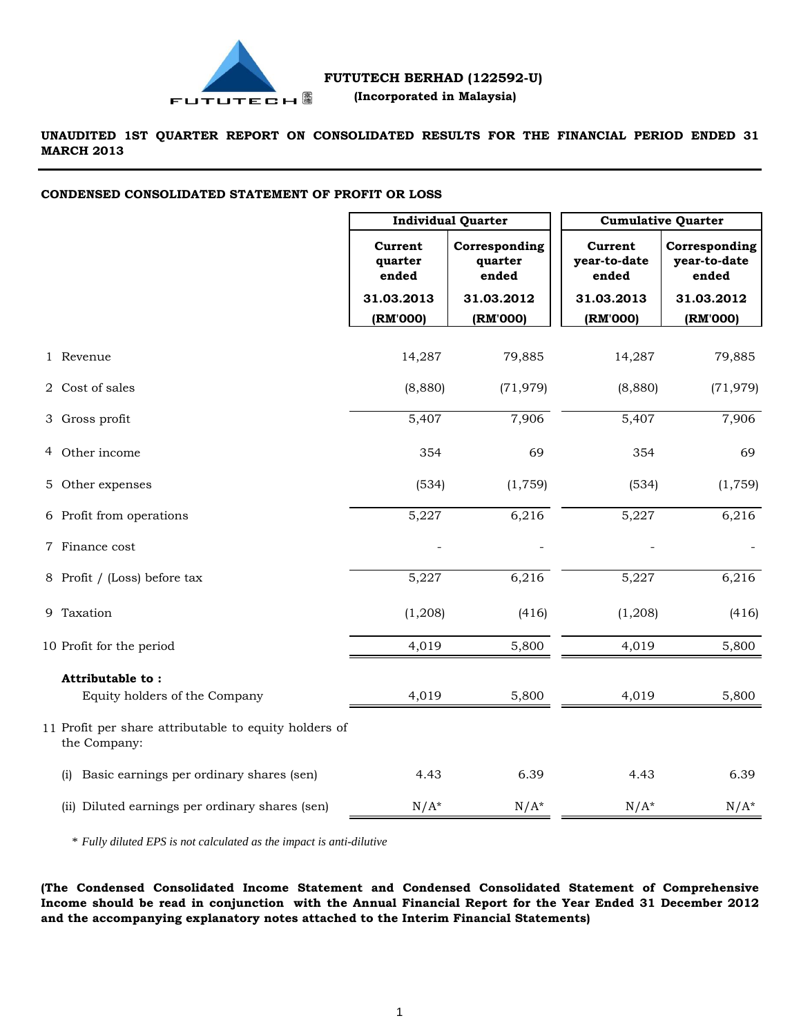**FUTUTECH BERHAD (122592-U)**

**(Incorporated in Malaysia)**

**UNAUDITED 1ST QUARTER REPORT ON CONSOLIDATED RESULTS FOR THE FINANCIAL PERIOD ENDED 31 MARCH 2013**

**CONDENSED CONSOLIDATED STATEMENT OF PROFIT OR LOSS**

| | Individual Quarter | | Cumulative Quarter | |
|---|---|---|---|---|
| | Current quarter ended | Corresponding quarter ended | Current year-to-date ended | Corresponding year-to-date ended |
| | 31.03.2013 | 31.03.2012 | 31.03.2013 | 31.03.2012 |
| | (RM'000) | (RM'000) | (RM'000) | (RM'000) |
| 1 Revenue | 14,287 | 79,885 | 14,287 | 79,885 |
| 2 Cost of sales | (8,880) | (71,979) | (8,880) | (71,979) |
| 3 Gross profit | 5,407 | 7,906 | 5,407 | 7,906 |
| 4 Other income | 354 | 69 | 354 | 69 |
| 5 Other expenses | (534) | (1,759) | (534) | (1,759) |
| 6 Profit from operations | 5,227 | 6,216 | 5,227 | 6,216 |
| 7 Finance cost | - | - | - | - |
| 8 Profit / (Loss) before tax | 5,227 | 6,216 | 5,227 | 6,216 |
| 9 Taxation | (1,208) | (416) | (1,208) | (416) |
| 10 Profit for the period | 4,019 | 5,800 | 4,019 | 5,800 |
| **Attributable to :** | | | | |
| Equity holders of the Company | 4,019 | 5,800 | 4,019 | 5,800 |
| 11 Profit per share attributable to equity holders of the Company: | | | | |
| (i) Basic earnings per ordinary shares (sen) | 4.43 | 6.39 | 4.43 | 6.39 |
| (ii) Diluted earnings per ordinary shares (sen) | N/A* | N/A* | N/A* | N/A* |

\* *Fully diluted EPS is not calculated as the impact is anti-dilutive*

**(The Condensed Consolidated Income Statement and Condensed Consolidated Statement of Comprehensive Income should be read in conjunction with the Annual Financial Report for the Year Ended 31 December 2012 and the accompanying explanatory notes attached to the Interim Financial Statements)**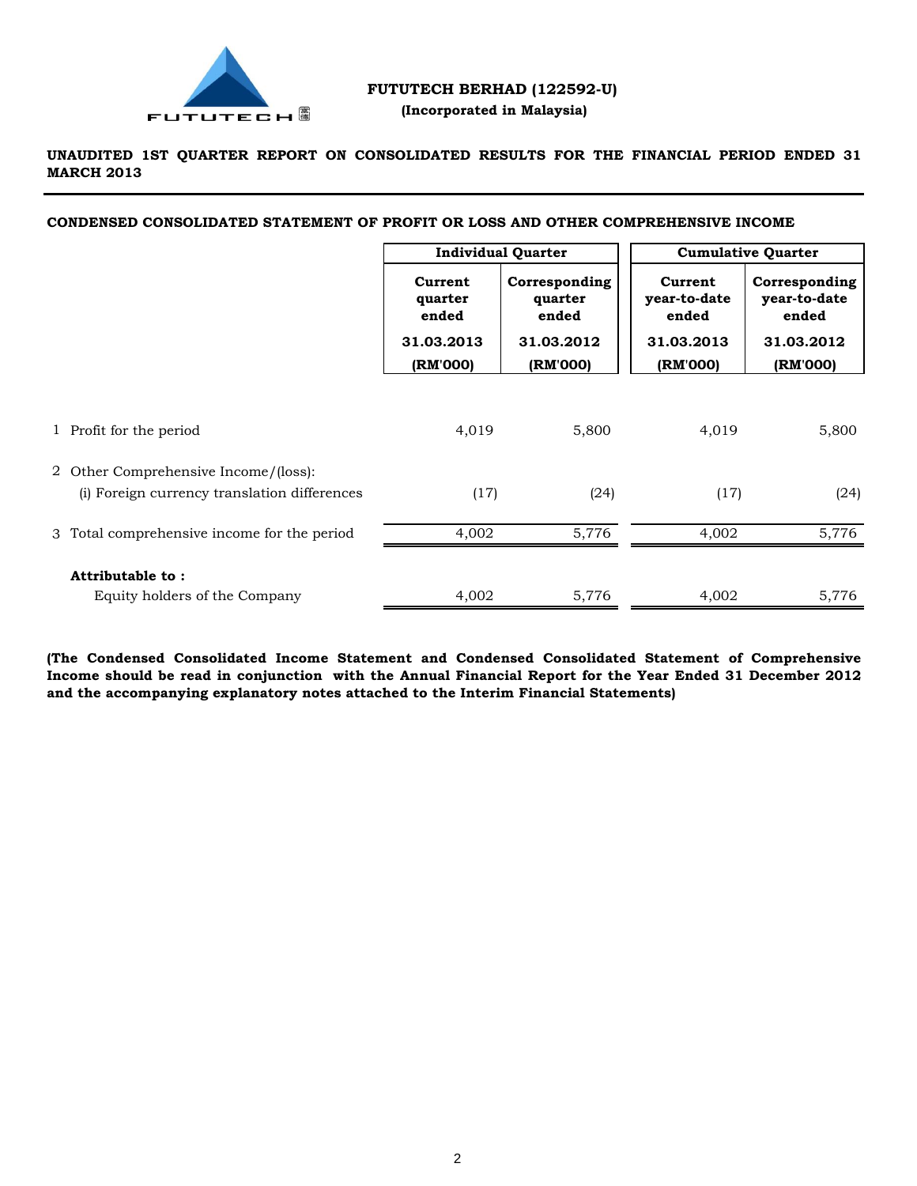**FUTUTECH BERHAD (122592-U)**

**(Incorporated in Malaysia)**

**UNAUDITED 1ST QUARTER REPORT ON CONSOLIDATED RESULTS FOR THE FINANCIAL PERIOD ENDED 31 MARCH 2013**

**CONDENSED CONSOLIDATED STATEMENT OF PROFIT OR LOSS AND OTHER COMPREHENSIVE INCOME**

| | | Individual Quarter | | Cumulative Quarter | |
|---|---|---|---|---|---|
| | | Current quarter ended | Corresponding quarter ended | Current year-to-date ended | Corresponding year-to-date ended |
| | | 31.03.2013 | 31.03.2012 | 31.03.2013 | 31.03.2012 |
| | | (RM'000) | (RM'000) | (RM'000) | (RM'000) |
| 1 | Profit for the period | 4,019 | 5,800 | 4,019 | 5,800 |
| 2 | Other Comprehensive Income/(loss): | | | | |
| | (i) Foreign currency translation differences | (17) | (24) | (17) | (24) |
| 3 | Total comprehensive income for the period | 4,002 | 5,776 | 4,002 | 5,776 |
| | **Attributable to :** | | | | |
| | Equity holders of the Company | 4,002 | 5,776 | 4,002 | 5,776 |

**(The Condensed Consolidated Income Statement and Condensed Consolidated Statement of Comprehensive Income should be read in conjunction with the Annual Financial Report for the Year Ended 31 December 2012 and the accompanying explanatory notes attached to the Interim Financial Statements)**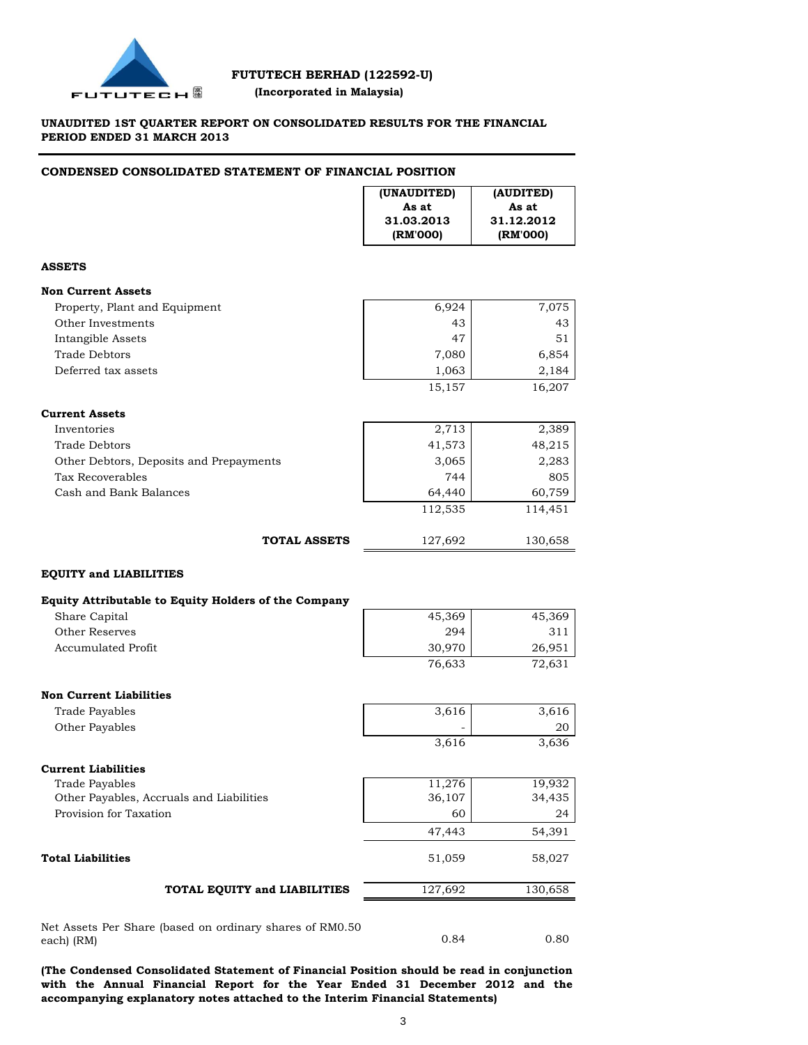**FUTUTECH BERHAD (122592-U)**

**(Incorporated in Malaysia)**

**UNAUDITED 1ST QUARTER REPORT ON CONSOLIDATED RESULTS FOR THE FINANCIAL PERIOD ENDED 31 MARCH 2013**

## CONDENSED CONSOLIDATED STATEMENT OF FINANCIAL POSITION

| | (UNAUDITED) As at 31.03.2013 (RM'000) | (AUDITED) As at 31.12.2012 (RM'000) |
|---|---|---|
| **ASSETS** | | |
| **Non Current Assets** | | |
| Property, Plant and Equipment | 6,924 | 7,075 |
| Other Investments | 43 | 43 |
| Intangible Assets | 47 | 51 |
| Trade Debtors | 7,080 | 6,854 |
| Deferred tax assets | 1,063 | 2,184 |
| | 15,157 | 16,207 |
| **Current Assets** | | |
| Inventories | 2,713 | 2,389 |
| Trade Debtors | 41,573 | 48,215 |
| Other Debtors, Deposits and Prepayments | 3,065 | 2,283 |
| Tax Recoverables | 744 | 805 |
| Cash and Bank Balances | 64,440 | 60,759 |
| | 112,535 | 114,451 |
| **TOTAL ASSETS** | 127,692 | 130,658 |
| **EQUITY and LIABILITIES** | | |
| **Equity Attributable to Equity Holders of the Company** | | |
| Share Capital | 45,369 | 45,369 |
| Other Reserves | 294 | 311 |
| Accumulated Profit | 30,970 | 26,951 |
| | 76,633 | 72,631 |
| **Non Current Liabilities** | | |
| Trade Payables | 3,616 | 3,616 |
| Other Payables | - | 20 |
| | 3,616 | 3,636 |
| **Current Liabilities** | | |
| Trade Payables | 11,276 | 19,932 |
| Other Payables, Accruals and Liabilities | 36,107 | 34,435 |
| Provision for Taxation | 60 | 24 |
| | 47,443 | 54,391 |
| **Total Liabilities** | 51,059 | 58,027 |
| **TOTAL EQUITY and LIABILITIES** | 127,692 | 130,658 |
| Net Assets Per Share (based on ordinary shares of RM0.50 each) (RM) | 0.84 | 0.80 |

**(The Condensed Consolidated Statement of Financial Position should be read in conjunction with the Annual Financial Report for the Year Ended 31 December 2012 and the accompanying explanatory notes attached to the Interim Financial Statements)**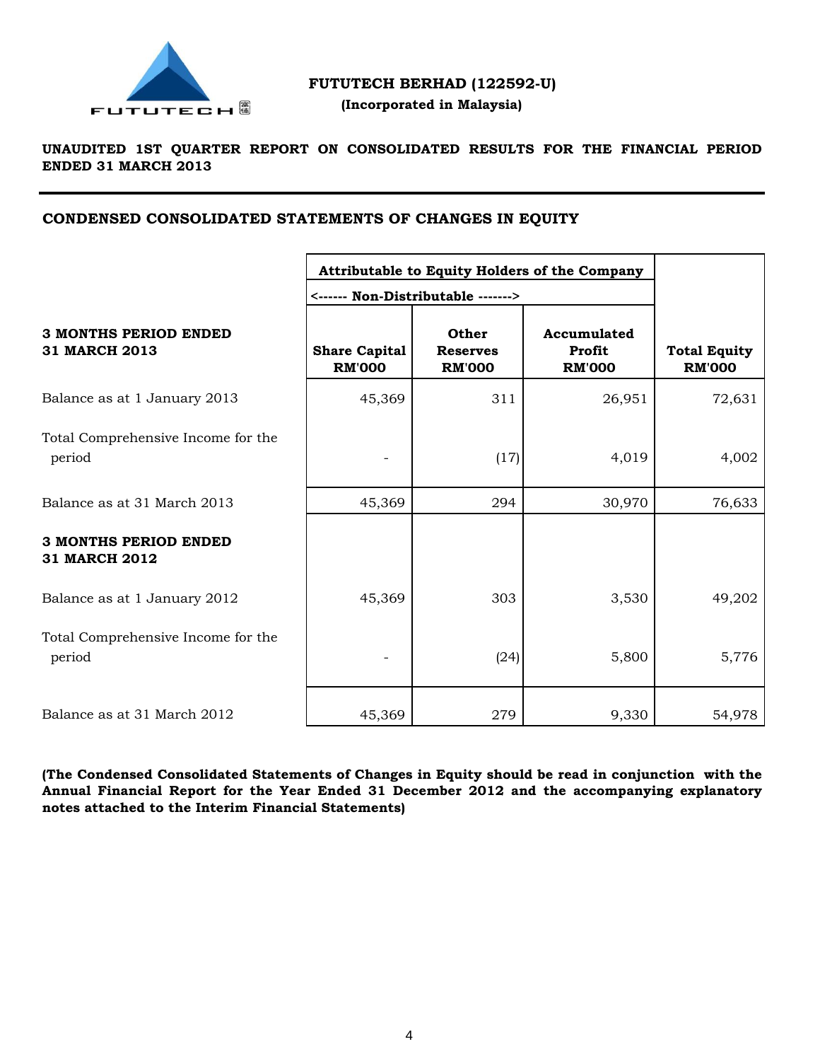**FUTUTECH BERHAD (122592-U)**

**(Incorporated in Malaysia)**

**UNAUDITED 1ST QUARTER REPORT ON CONSOLIDATED RESULTS FOR THE FINANCIAL PERIOD ENDED 31 MARCH 2013**

## CONDENSED CONSOLIDATED STATEMENTS OF CHANGES IN EQUITY

| | Attributable to Equity Holders of the Company | | | |
|---|---|---|---|---|
| | <------ Non-Distributable -------> | | | |
| **3 MONTHS PERIOD ENDED 31 MARCH 2013** | **Share Capital RM'000** | **Other Reserves RM'000** | **Accumulated Profit RM'000** | **Total Equity RM'000** |
| Balance as at 1 January 2013 | 45,369 | 311 | 26,951 | 72,631 |
| Total Comprehensive Income for the period | - | (17) | 4,019 | 4,002 |
| Balance as at 31 March 2013 | 45,369 | 294 | 30,970 | 76,633 |
| **3 MONTHS PERIOD ENDED 31 MARCH 2012** | | | | |
| Balance as at 1 January 2012 | 45,369 | 303 | 3,530 | 49,202 |
| Total Comprehensive Income for the period | - | (24) | 5,800 | 5,776 |
| Balance as at 31 March 2012 | 45,369 | 279 | 9,330 | 54,978 |

**(The Condensed Consolidated Statements of Changes in Equity should be read in conjunction with the Annual Financial Report for the Year Ended 31 December 2012 and the accompanying explanatory notes attached to the Interim Financial Statements)**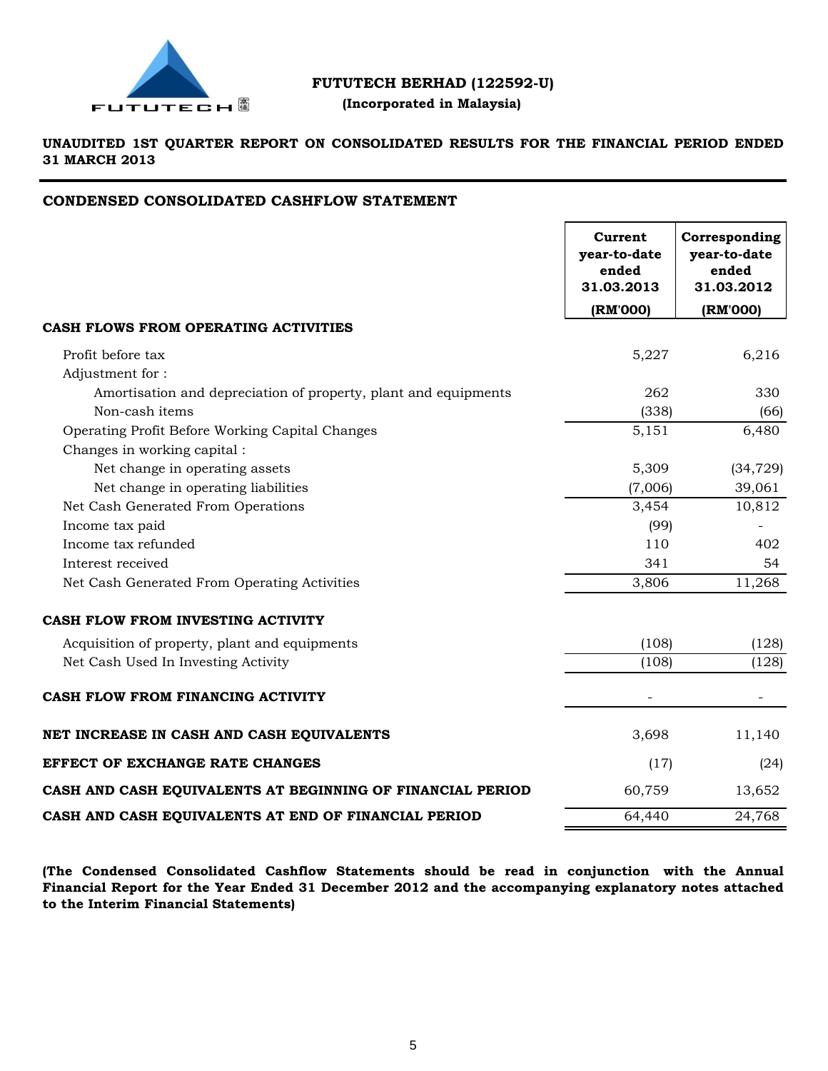**FUTUTECH BERHAD (122592-U)**
**(Incorporated in Malaysia)**

**UNAUDITED 1ST QUARTER REPORT ON CONSOLIDATED RESULTS FOR THE FINANCIAL PERIOD ENDED 31 MARCH 2013**

## CONDENSED CONSOLIDATED CASHFLOW STATEMENT

| | Current year-to-date ended 31.03.2013 (RM'000) | Corresponding year-to-date ended 31.03.2012 (RM'000) |
|---|---|---|
| **CASH FLOWS FROM OPERATING ACTIVITIES** | | |
| Profit before tax | 5,227 | 6,216 |
| Adjustment for : | | |
| Amortisation and depreciation of property, plant and equipments | 262 | 330 |
| Non-cash items | (338) | (66) |
| Operating Profit Before Working Capital Changes | 5,151 | 6,480 |
| Changes in working capital : | | |
| Net change in operating assets | 5,309 | (34,729) |
| Net change in operating liabilities | (7,006) | 39,061 |
| Net Cash Generated From Operations | 3,454 | 10,812 |
| Income tax paid | (99) | - |
| Income tax refunded | 110 | 402 |
| Interest received | 341 | 54 |
| Net Cash Generated From Operating Activities | 3,806 | 11,268 |
| **CASH FLOW FROM INVESTING ACTIVITY** | | |
| Acquisition of property, plant and equipments | (108) | (128) |
| Net Cash Used In Investing Activity | (108) | (128) |
| **CASH FLOW FROM FINANCING ACTIVITY** | - | - |
| **NET INCREASE IN CASH AND CASH EQUIVALENTS** | 3,698 | 11,140 |
| **EFFECT OF EXCHANGE RATE CHANGES** | (17) | (24) |
| **CASH AND CASH EQUIVALENTS AT BEGINNING OF FINANCIAL PERIOD** | 60,759 | 13,652 |
| **CASH AND CASH EQUIVALENTS AT END OF FINANCIAL PERIOD** | 64,440 | 24,768 |

**(The Condensed Consolidated Cashflow Statements should be read in conjunction with the Annual Financial Report for the Year Ended 31 December 2012 and the accompanying explanatory notes attached to the Interim Financial Statements)**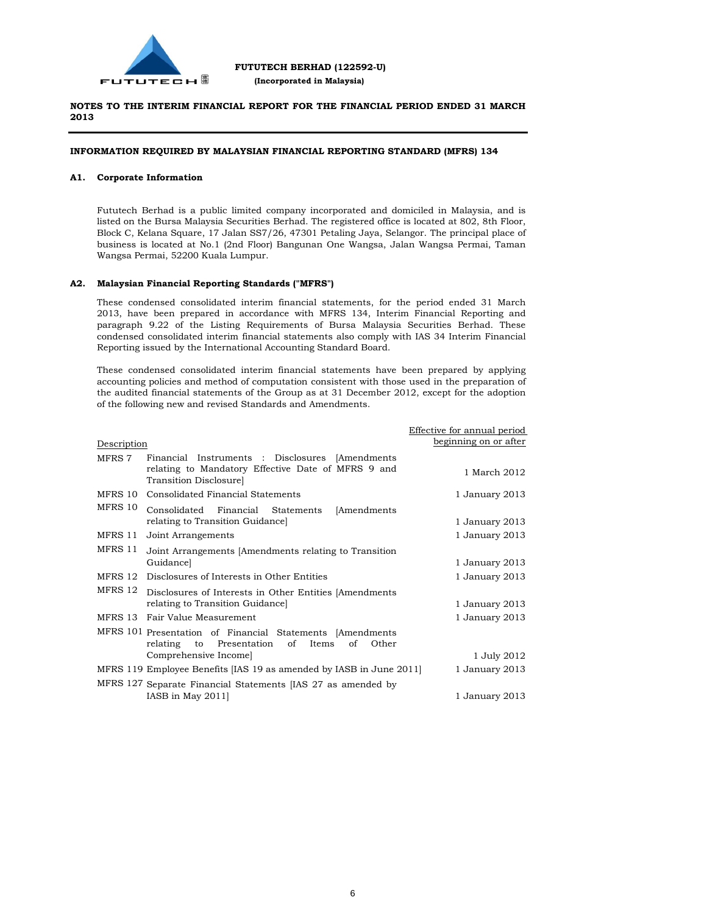**FUTUTECH BERHAD (122592-U)**
**(Incorporated in Malaysia)**

**NOTES TO THE INTERIM FINANCIAL REPORT FOR THE FINANCIAL PERIOD ENDED 31 MARCH 2013**

**INFORMATION REQUIRED BY MALAYSIAN FINANCIAL REPORTING STANDARD (MFRS) 134**

**A1. Corporate Information**

Fututech Berhad is a public limited company incorporated and domiciled in Malaysia, and is listed on the Bursa Malaysia Securities Berhad. The registered office is located at 802, 8th Floor, Block C, Kelana Square, 17 Jalan SS7/26, 47301 Petaling Jaya, Selangor. The principal place of business is located at No.1 (2nd Floor) Bangunan One Wangsa, Jalan Wangsa Permai, Taman Wangsa Permai, 52200 Kuala Lumpur.

**A2. Malaysian Financial Reporting Standards ("MFRS")**

These condensed consolidated interim financial statements, for the period ended 31 March 2013, have been prepared in accordance with MFRS 134, Interim Financial Reporting and paragraph 9.22 of the Listing Requirements of Bursa Malaysia Securities Berhad. These condensed consolidated interim financial statements also comply with IAS 34 Interim Financial Reporting issued by the International Accounting Standard Board.

These condensed consolidated interim financial statements have been prepared by applying accounting policies and method of computation consistent with those used in the preparation of the audited financial statements of the Group as at 31 December 2012, except for the adoption of the following new and revised Standards and Amendments.

| Description | | Effective for annual period beginning on or after |
|---|---|---|
| MFRS 7 | Financial Instruments : Disclosures [Amendments relating to Mandatory Effective Date of MFRS 9 and Transition Disclosure] | 1 March 2012 |
| MFRS 10 | Consolidated Financial Statements | 1 January 2013 |
| MFRS 10 | Consolidated Financial Statements [Amendments relating to Transition Guidance] | 1 January 2013 |
| MFRS 11 | Joint Arrangements | 1 January 2013 |
| MFRS 11 | Joint Arrangements [Amendments relating to Transition Guidance] | 1 January 2013 |
| MFRS 12 | Disclosures of Interests in Other Entities | 1 January 2013 |
| MFRS 12 | Disclosures of Interests in Other Entities [Amendments relating to Transition Guidance] | 1 January 2013 |
| MFRS 13 | Fair Value Measurement | 1 January 2013 |
| MFRS 101 | Presentation of Financial Statements [Amendments relating to Presentation of Items of Other Comprehensive Income] | 1 July 2012 |
| MFRS 119 | Employee Benefits [IAS 19 as amended by IASB in June 2011] | 1 January 2013 |
| MFRS 127 | Separate Financial Statements [IAS 27 as amended by IASB in May 2011] | 1 January 2013 |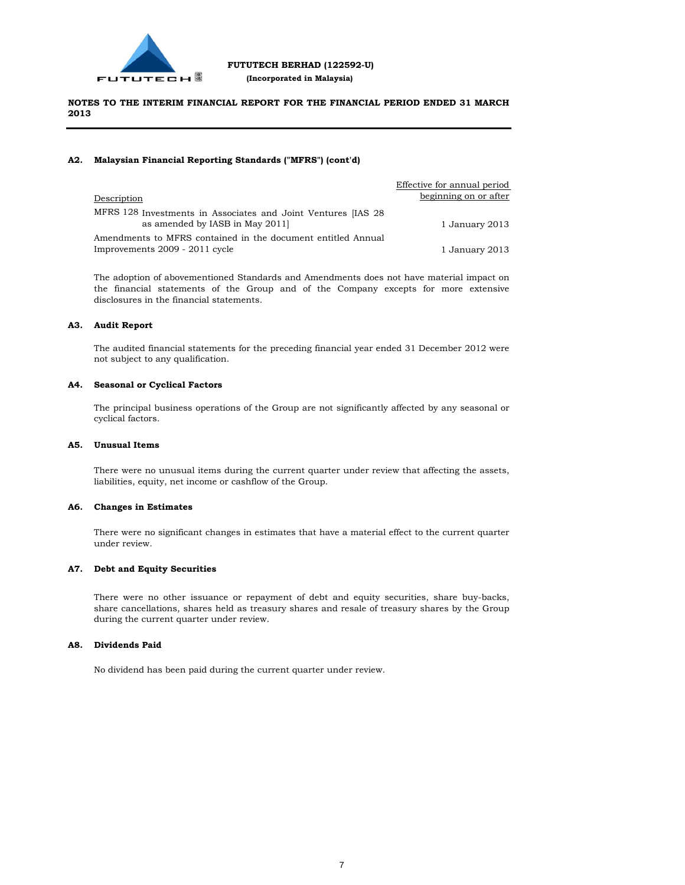**FUTUTECH BERHAD (122592-U)**
**(Incorporated in Malaysia)**

**NOTES TO THE INTERIM FINANCIAL REPORT FOR THE FINANCIAL PERIOD ENDED 31 MARCH 2013**

### A2. Malaysian Financial Reporting Standards ("MFRS") (cont'd)

| Description | Effective for annual period beginning on or after |
|---|---|
| MFRS 128 Investments in Associates and Joint Ventures [IAS 28 as amended by IASB in May 2011] | 1 January 2013 |
| Amendments to MFRS contained in the document entitled Annual Improvements 2009 - 2011 cycle | 1 January 2013 |

The adoption of abovementioned Standards and Amendments does not have material impact on the financial statements of the Group and of the Company excepts for more extensive disclosures in the financial statements.

### A3. Audit Report

The audited financial statements for the preceding financial year ended 31 December 2012 were not subject to any qualification.

### A4. Seasonal or Cyclical Factors

The principal business operations of the Group are not significantly affected by any seasonal or cyclical factors.

### A5. Unusual Items

There were no unusual items during the current quarter under review that affecting the assets, liabilities, equity, net income or cashflow of the Group.

### A6. Changes in Estimates

There were no significant changes in estimates that have a material effect to the current quarter under review.

### A7. Debt and Equity Securities

There were no other issuance or repayment of debt and equity securities, share buy-backs, share cancellations, shares held as treasury shares and resale of treasury shares by the Group during the current quarter under review.

### A8. Dividends Paid

No dividend has been paid during the current quarter under review.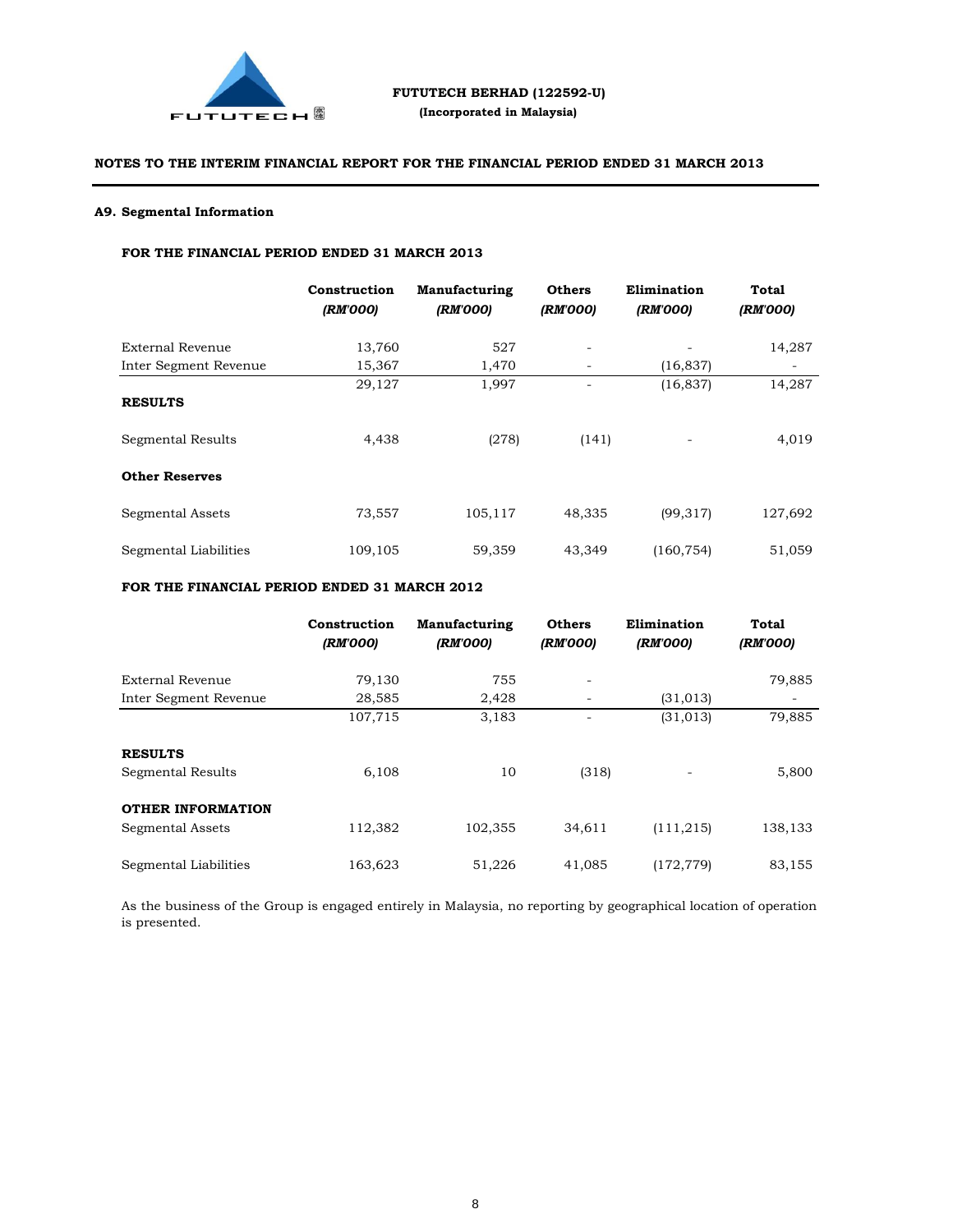FUTUTECH BERHAD (122592-U)
(Incorporated in Malaysia)

**NOTES TO THE INTERIM FINANCIAL REPORT FOR THE FINANCIAL PERIOD ENDED 31 MARCH 2013**

## A9. Segmental Information

**FOR THE FINANCIAL PERIOD ENDED 31 MARCH 2013**

| | Construction *(RM'000)* | Manufacturing *(RM'000)* | Others *(RM'000)* | Elimination *(RM'000)* | Total *(RM'000)* |
|---|---|---|---|---|---|
| External Revenue | 13,760 | 527 | - | - | 14,287 |
| Inter Segment Revenue | 15,367 | 1,470 | - | (16,837) | - |
| | 29,127 | 1,997 | - | (16,837) | 14,287 |
| **RESULTS** | | | | | |
| Segmental Results | 4,438 | (278) | (141) | - | 4,019 |
| **Other Reserves** | | | | | |
| Segmental Assets | 73,557 | 105,117 | 48,335 | (99,317) | 127,692 |
| Segmental Liabilities | 109,105 | 59,359 | 43,349 | (160,754) | 51,059 |

**FOR THE FINANCIAL PERIOD ENDED 31 MARCH 2012**

| | Construction *(RM'000)* | Manufacturing *(RM'000)* | Others *(RM'000)* | Elimination *(RM'000)* | Total *(RM'000)* |
|---|---|---|---|---|---|
| External Revenue | 79,130 | 755 | - | | 79,885 |
| Inter Segment Revenue | 28,585 | 2,428 | - | (31,013) | - |
| | 107,715 | 3,183 | - | (31,013) | 79,885 |
| **RESULTS** | | | | | |
| Segmental Results | 6,108 | 10 | (318) | - | 5,800 |
| **OTHER INFORMATION** | | | | | |
| Segmental Assets | 112,382 | 102,355 | 34,611 | (111,215) | 138,133 |
| Segmental Liabilities | 163,623 | 51,226 | 41,085 | (172,779) | 83,155 |

As the business of the Group is engaged entirely in Malaysia, no reporting by geographical location of operation is presented.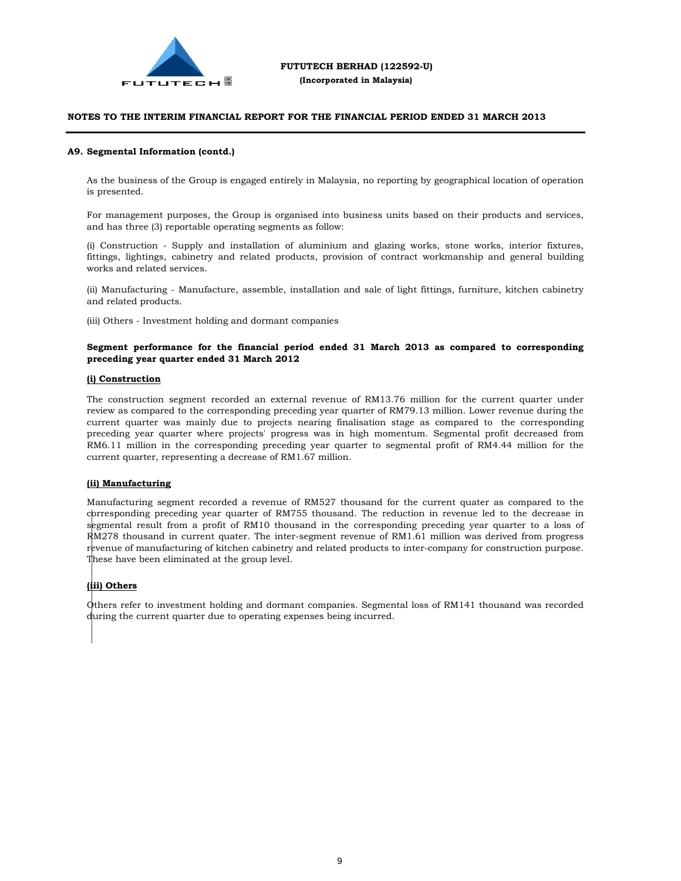**FUTUTECH BERHAD (122592-U)**
**(Incorporated in Malaysia)**

**NOTES TO THE INTERIM FINANCIAL REPORT FOR THE FINANCIAL PERIOD ENDED 31 MARCH 2013**

### A9. Segmental Information (contd.)

As the business of the Group is engaged entirely in Malaysia, no reporting by geographical location of operation is presented.

For management purposes, the Group is organised into business units based on their products and services, and has three (3) reportable operating segments as follow:

(i) Construction - Supply and installation of aluminium and glazing works, stone works, interior fixtures, fittings, lightings, cabinetry and related products, provision of contract workmanship and general building works and related services.

(ii) Manufacturing - Manufacture, assemble, installation and sale of light fittings, furniture, kitchen cabinetry and related products.

(iii) Others - Investment holding and dormant companies

**Segment performance for the financial period ended 31 March 2013 as compared to corresponding preceding year quarter ended 31 March 2012**

**(i) Construction**

The construction segment recorded an external revenue of RM13.76 million for the current quarter under review as compared to the corresponding preceding year quarter of RM79.13 million. Lower revenue during the current quarter was mainly due to projects nearing finalisation stage as compared to the corresponding preceding year quarter where projects' progress was in high momentum. Segmental profit decreased from RM6.11 million in the corresponding preceding year quarter to segmental profit of RM4.44 million for the current quarter, representing a decrease of RM1.67 million.

**(ii) Manufacturing**

Manufacturing segment recorded a revenue of RM527 thousand for the current quater as compared to the corresponding preceding year quarter of RM755 thousand. The reduction in revenue led to the decrease in segmental result from a profit of RM10 thousand in the corresponding preceding year quarter to a loss of RM278 thousand in current quater. The inter-segment revenue of RM1.61 million was derived from progress revenue of manufacturing of kitchen cabinetry and related products to inter-company for construction purpose. These have been eliminated at the group level.

**(iii) Others**

Others refer to investment holding and dormant companies. Segmental loss of RM141 thousand was recorded during the current quarter due to operating expenses being incurred.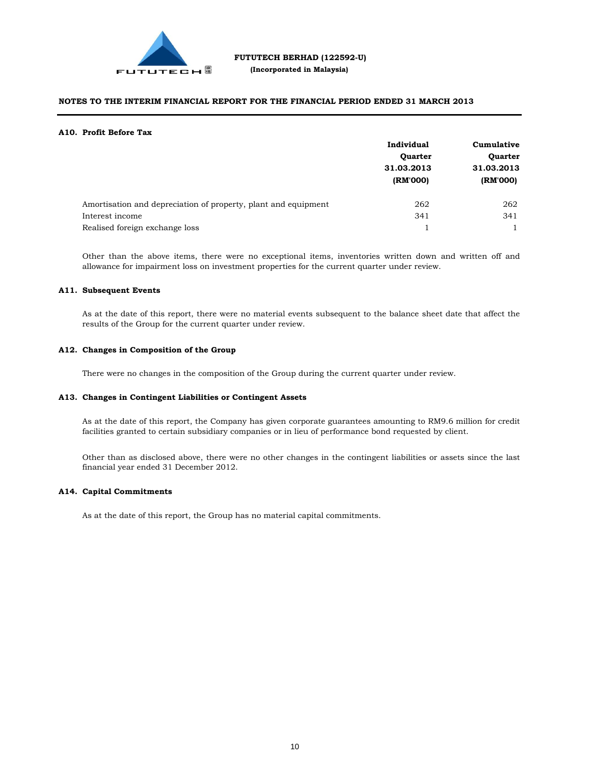**FUTUTECH BERHAD (122592-U)**
**(Incorporated in Malaysia)**

**NOTES TO THE INTERIM FINANCIAL REPORT FOR THE FINANCIAL PERIOD ENDED 31 MARCH 2013**

### A10. Profit Before Tax

| | Individual Quarter 31.03.2013 (RM'000) | Cumulative Quarter 31.03.2013 (RM'000) |
|---|---|---|
| Amortisation and depreciation of property, plant and equipment | 262 | 262 |
| Interest income | 341 | 341 |
| Realised foreign exchange loss | 1 | 1 |

Other than the above items, there were no exceptional items, inventories written down and written off and allowance for impairment loss on investment properties for the current quarter under review.

### A11. Subsequent Events

As at the date of this report, there were no material events subsequent to the balance sheet date that affect the results of the Group for the current quarter under review.

### A12. Changes in Composition of the Group

There were no changes in the composition of the Group during the current quarter under review.

### A13. Changes in Contingent Liabilities or Contingent Assets

As at the date of this report, the Company has given corporate guarantees amounting to RM9.6 million for credit facilities granted to certain subsidiary companies or in lieu of performance bond requested by client.

Other than as disclosed above, there were no other changes in the contingent liabilities or assets since the last financial year ended 31 December 2012.

### A14. Capital Commitments

As at the date of this report, the Group has no material capital commitments.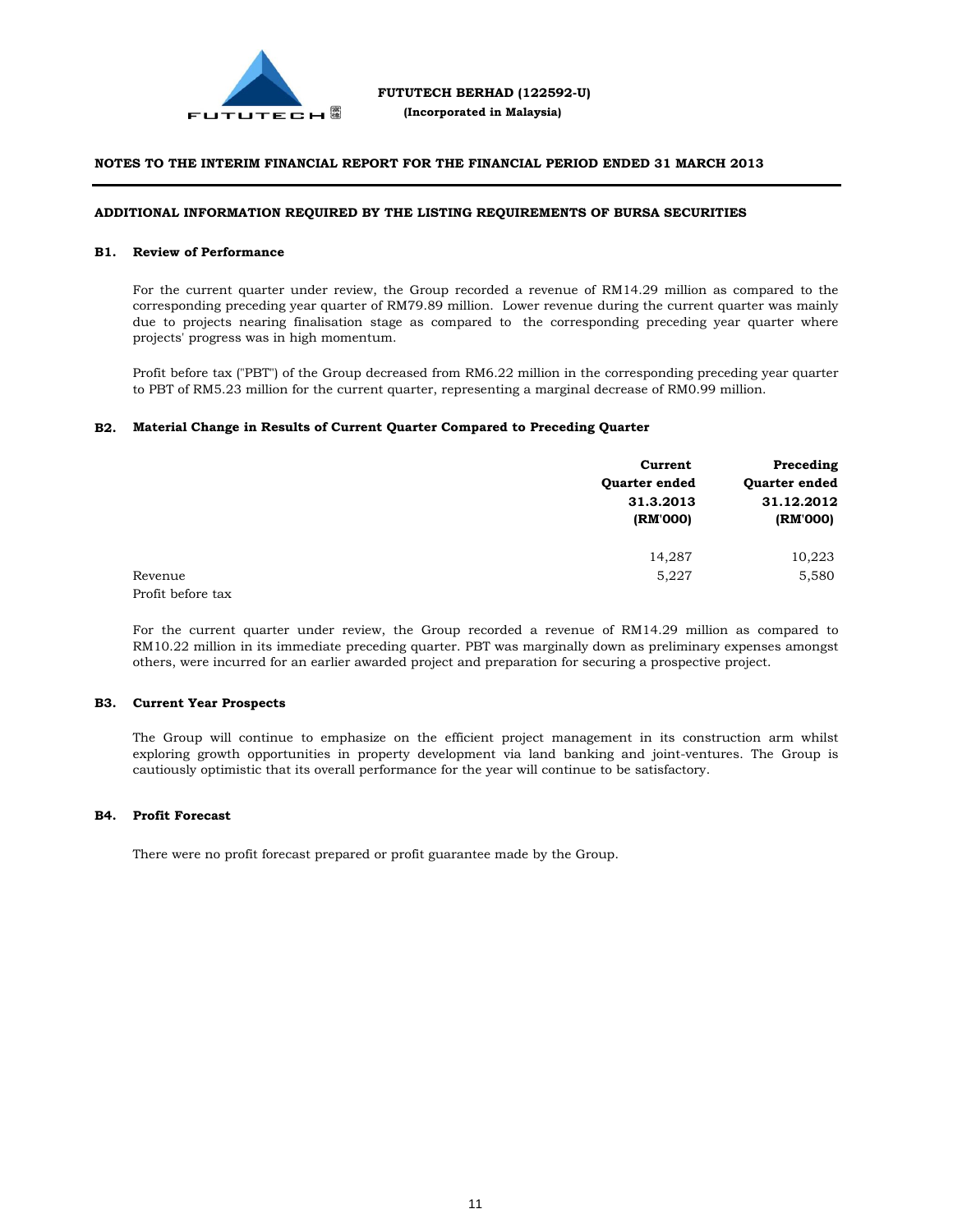**FUTUTECH BERHAD (122592-U)**
**(Incorporated in Malaysia)**

## NOTES TO THE INTERIM FINANCIAL REPORT FOR THE FINANCIAL PERIOD ENDED 31 MARCH 2013

### ADDITIONAL INFORMATION REQUIRED BY THE LISTING REQUIREMENTS OF BURSA SECURITIES

#### B1. Review of Performance

For the current quarter under review, the Group recorded a revenue of RM14.29 million as compared to the corresponding preceding year quarter of RM79.89 million. Lower revenue during the current quarter was mainly due to projects nearing finalisation stage as compared to the corresponding preceding year quarter where projects' progress was in high momentum.

Profit before tax ("PBT") of the Group decreased from RM6.22 million in the corresponding preceding year quarter to PBT of RM5.23 million for the current quarter, representing a marginal decrease of RM0.99 million.

#### B2. Material Change in Results of Current Quarter Compared to Preceding Quarter

| | Current Quarter ended 31.3.2013 (RM'000) | Preceding Quarter ended 31.12.2012 (RM'000) |
|---|---|---|
| Revenue | 14,287 | 10,223 |
| Profit before tax | 5,227 | 5,580 |

For the current quarter under review, the Group recorded a revenue of RM14.29 million as compared to RM10.22 million in its immediate preceding quarter. PBT was marginally down as preliminary expenses amongst others, were incurred for an earlier awarded project and preparation for securing a prospective project.

#### B3. Current Year Prospects

The Group will continue to emphasize on the efficient project management in its construction arm whilst exploring growth opportunities in property development via land banking and joint-ventures. The Group is cautiously optimistic that its overall performance for the year will continue to be satisfactory.

#### B4. Profit Forecast

There were no profit forecast prepared or profit guarantee made by the Group.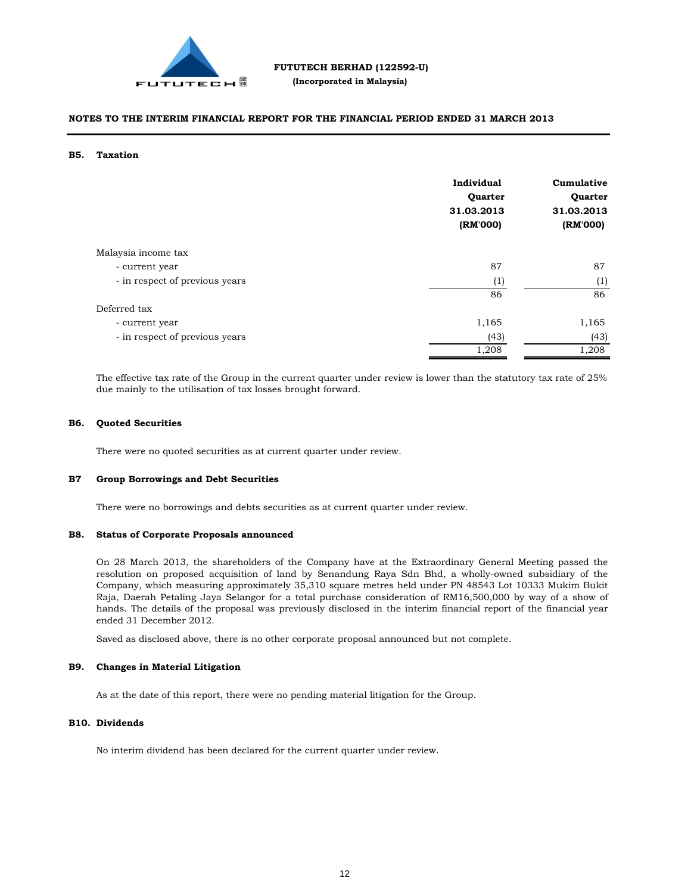**FUTUTECH BERHAD (122592-U)**
**(Incorporated in Malaysia)**

**NOTES TO THE INTERIM FINANCIAL REPORT FOR THE FINANCIAL PERIOD ENDED 31 MARCH 2013**

### B5. Taxation

| | Individual Quarter 31.03.2013 (RM'000) | Cumulative Quarter 31.03.2013 (RM'000) |
|---|---|---|
| Malaysia income tax | | |
| - current year | 87 | 87 |
| - in respect of previous years | (1) | (1) |
| | 86 | 86 |
| Deferred tax | | |
| - current year | 1,165 | 1,165 |
| - in respect of previous years | (43) | (43) |
| | 1,208 | 1,208 |

The effective tax rate of the Group in the current quarter under review is lower than the statutory tax rate of 25% due mainly to the utilisation of tax losses brought forward.

### B6. Quoted Securities

There were no quoted securities as at current quarter under review.

### B7 Group Borrowings and Debt Securities

There were no borrowings and debts securities as at current quarter under review.

### B8. Status of Corporate Proposals announced

On 28 March 2013, the shareholders of the Company have at the Extraordinary General Meeting passed the resolution on proposed acquisition of land by Senandung Raya Sdn Bhd, a wholly-owned subsidiary of the Company, which measuring approximately 35,310 square metres held under PN 48543 Lot 10333 Mukim Bukit Raja, Daerah Petaling Jaya Selangor for a total purchase consideration of RM16,500,000 by way of a show of hands. The details of the proposal was previously disclosed in the interim financial report of the financial year ended 31 December 2012.

Saved as disclosed above, there is no other corporate proposal announced but not complete.

### B9. Changes in Material Litigation

As at the date of this report, there were no pending material litigation for the Group.

### B10. Dividends

No interim dividend has been declared for the current quarter under review.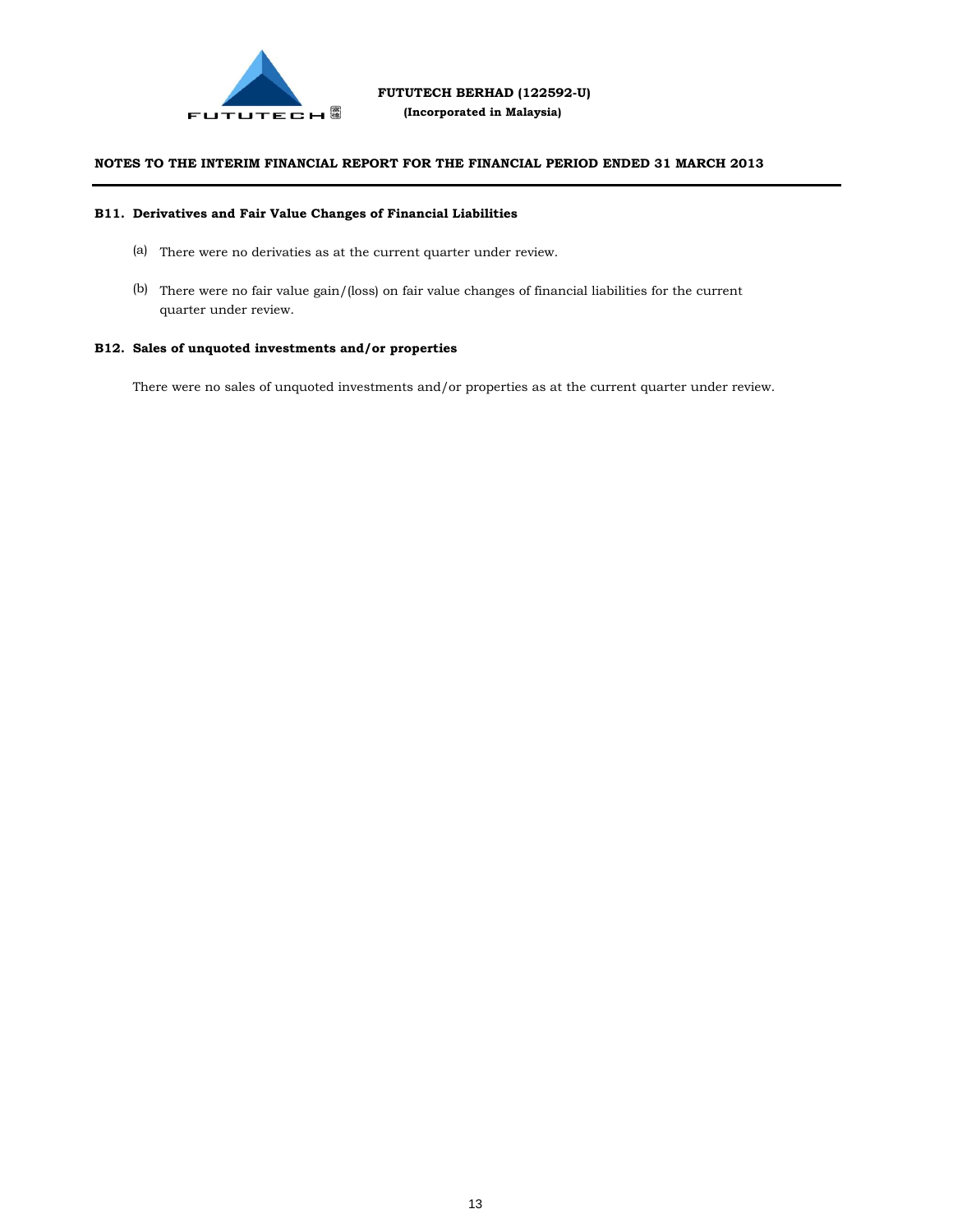**FUTUTECH BERHAD (122592-U)**
**(Incorporated in Malaysia)**

**NOTES TO THE INTERIM FINANCIAL REPORT FOR THE FINANCIAL PERIOD ENDED 31 MARCH 2013**

**B11. Derivatives and Fair Value Changes of Financial Liabilities**

(a) There were no derivaties as at the current quarter under review.

(b) There were no fair value gain/(loss) on fair value changes of financial liabilities for the current quarter under review.

**B12. Sales of unquoted investments and/or properties**

There were no sales of unquoted investments and/or properties as at the current quarter under review.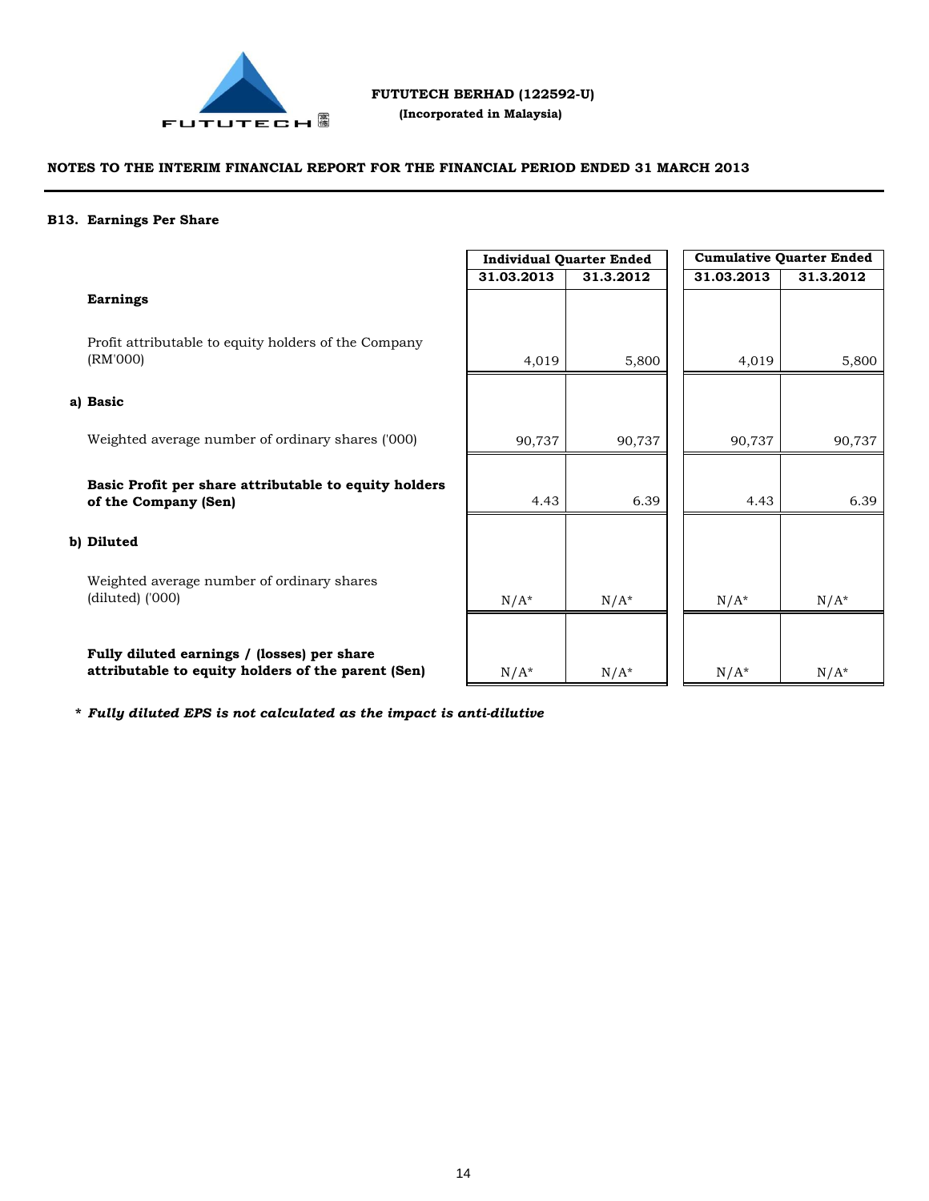**FUTUTECH BERHAD (122592-U)**

**(Incorporated in Malaysia)**

**NOTES TO THE INTERIM FINANCIAL REPORT FOR THE FINANCIAL PERIOD ENDED 31 MARCH 2013**

### B13. Earnings Per Share

| | Individual Quarter Ended | | Cumulative Quarter Ended | |
|---|---|---|---|---|
| | 31.03.2013 | 31.3.2012 | 31.03.2013 | 31.3.2012 |
| **Earnings** | | | | |
| Profit attributable to equity holders of the Company (RM'000) | 4,019 | 5,800 | 4,019 | 5,800 |
| **a) Basic** | | | | |
| Weighted average number of ordinary shares ('000) | 90,737 | 90,737 | 90,737 | 90,737 |
| **Basic Profit per share attributable to equity holders of the Company (Sen)** | 4.43 | 6.39 | 4.43 | 6.39 |
| **b) Diluted** | | | | |
| Weighted average number of ordinary shares (diluted) ('000) | N/A* | N/A* | N/A* | N/A* |
| **Fully diluted earnings / (losses) per share attributable to equity holders of the parent (Sen)** | N/A* | N/A* | N/A* | N/A* |

*** Fully diluted EPS is not calculated as the impact is anti-dilutive**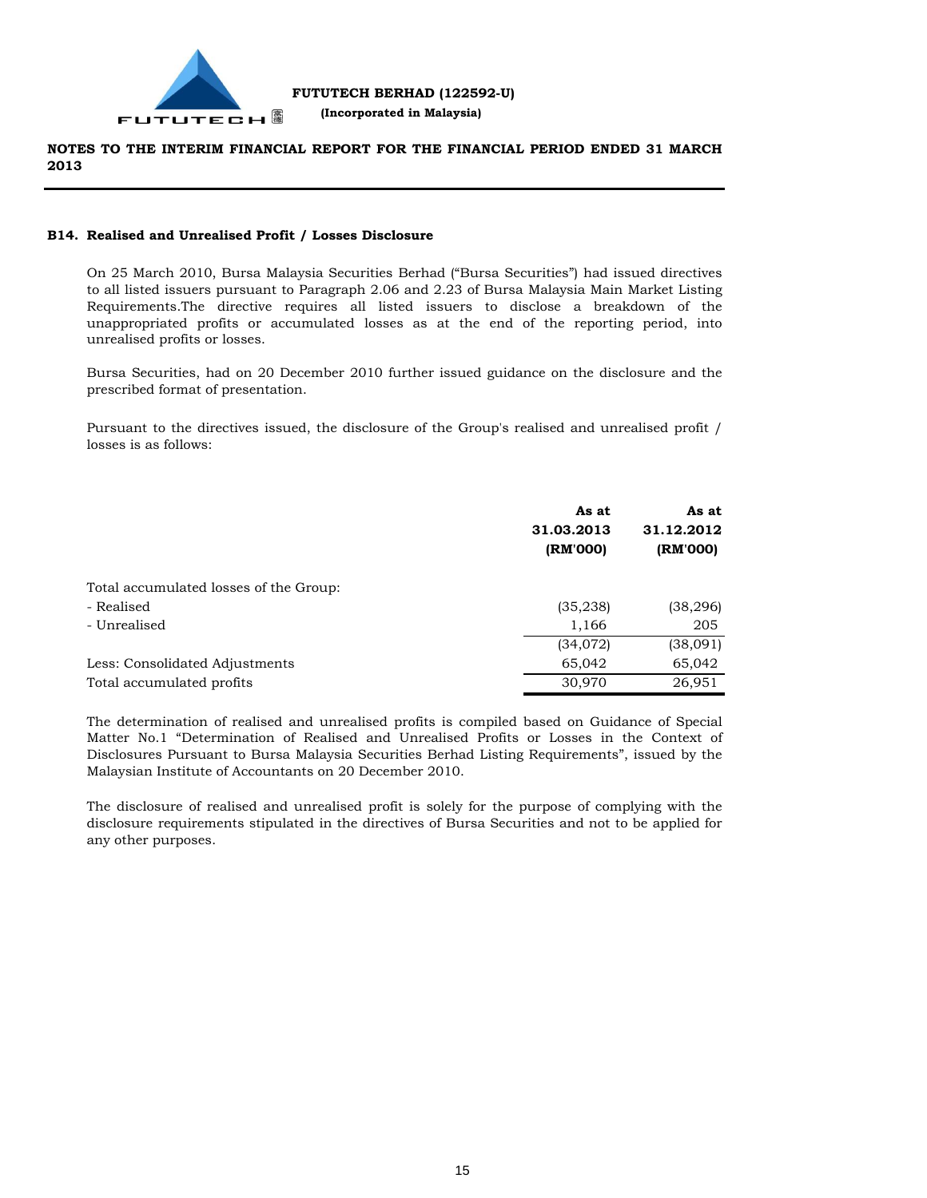### B14. Realised and Unrealised Profit / Losses Disclosure

On 25 March 2010, Bursa Malaysia Securities Berhad ("Bursa Securities") had issued directives to all listed issuers pursuant to Paragraph 2.06 and 2.23 of Bursa Malaysia Main Market Listing Requirements.The directive requires all listed issuers to disclose a breakdown of the unappropriated profits or accumulated losses as at the end of the reporting period, into unrealised profits or losses.

Bursa Securities, had on 20 December 2010 further issued guidance on the disclosure and the prescribed format of presentation.

Pursuant to the directives issued, the disclosure of the Group's realised and unrealised profit / losses is as follows:

| | As at 31.03.2013 (RM'000) | As at 31.12.2012 (RM'000) |
|---|---|---|
| Total accumulated losses of the Group: | | |
| - Realised | (35,238) | (38,296) |
| - Unrealised | 1,166 | 205 |
| | (34,072) | (38,091) |
| Less: Consolidated Adjustments | 65,042 | 65,042 |
| Total accumulated profits | 30,970 | 26,951 |

The determination of realised and unrealised profits is compiled based on Guidance of Special Matter No.1 "Determination of Realised and Unrealised Profits or Losses in the Context of Disclosures Pursuant to Bursa Malaysia Securities Berhad Listing Requirements", issued by the Malaysian Institute of Accountants on 20 December 2010.

The disclosure of realised and unrealised profit is solely for the purpose of complying with the disclosure requirements stipulated in the directives of Bursa Securities and not to be applied for any other purposes.